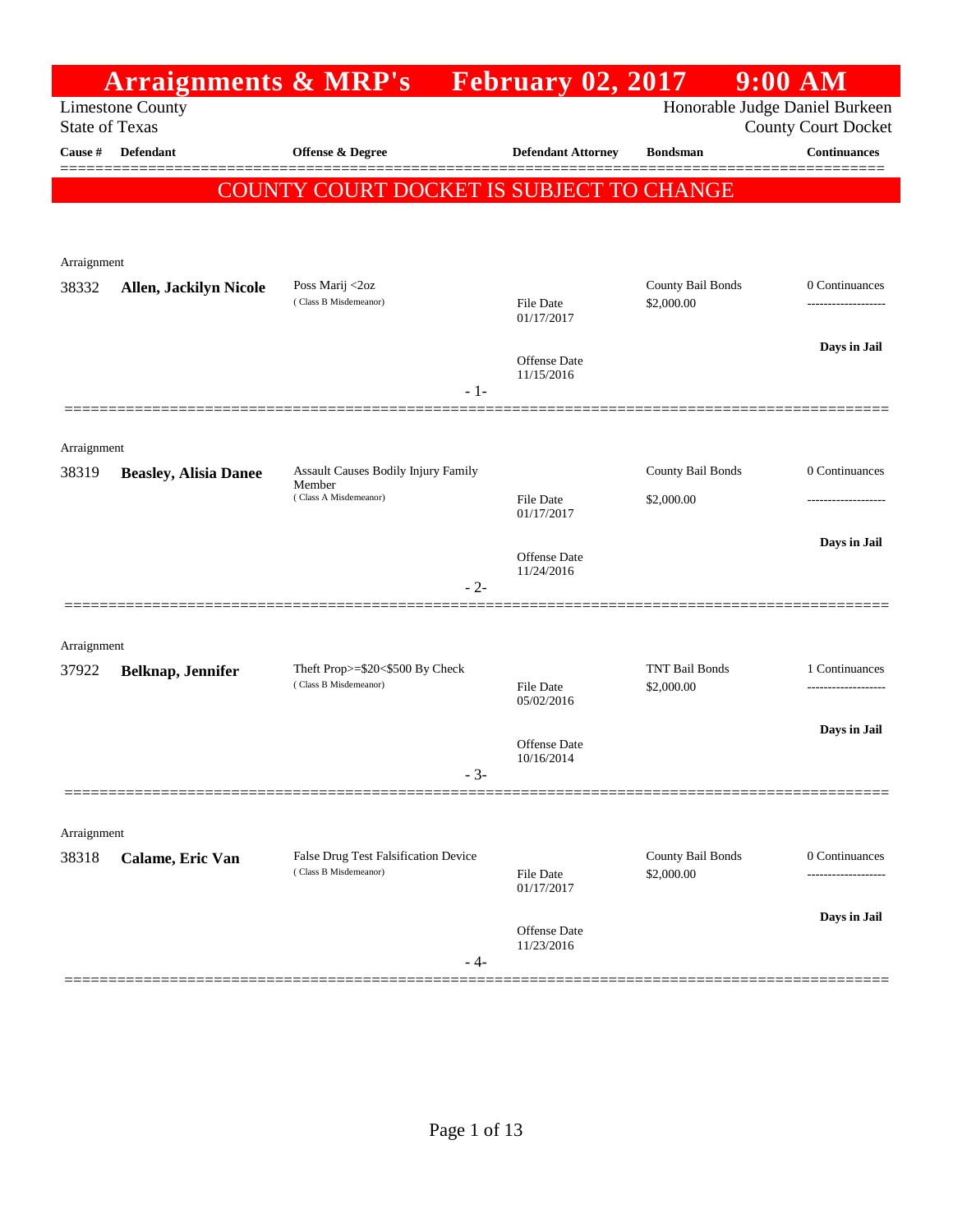# Arraignments & MRP's February 02, 2017 9:00 AM

Limestone County
State of Texas

Honorable Judge Daniel Burkeen
County Court Docket

**COUNTY COURT DOCKET IS SUBJECT TO CHANGE**

| Cause # | Defendant | Offense & Degree | Defendant Attorney | Bondsman | Continuances |
|---|---|---|---|---|---|
| Arraignment | | | | | |
| 38332 | **Allen, Jackilyn Nicole** | Poss Marij <2oz ( Class B Misdemeanor) | File Date 01/17/2017<br>Offense Date 11/15/2016 | County Bail Bonds $2,000.00 | 0 Continuances<br>Days in Jail |
| Arraignment | | | | | |
| 38319 | **Beasley, Alisia Danee** | Assault Causes Bodily Injury Family Member ( Class A Misdemeanor) | File Date 01/17/2017<br>Offense Date 11/24/2016 | County Bail Bonds $2,000.00 | 0 Continuances<br>Days in Jail |
| Arraignment | | | | | |
| 37922 | **Belknap, Jennifer** | Theft Prop>=$20<$500 By Check ( Class B Misdemeanor) | File Date 05/02/2016<br>Offense Date 10/16/2014 | TNT Bail Bonds $2,000.00 | 1 Continuances<br>Days in Jail |
| Arraignment | | | | | |
| 38318 | **Calame, Eric Van** | False Drug Test Falsification Device ( Class B Misdemeanor) | File Date 01/17/2017<br>Offense Date 11/23/2016 | County Bail Bonds $2,000.00 | 0 Continuances<br>Days in Jail |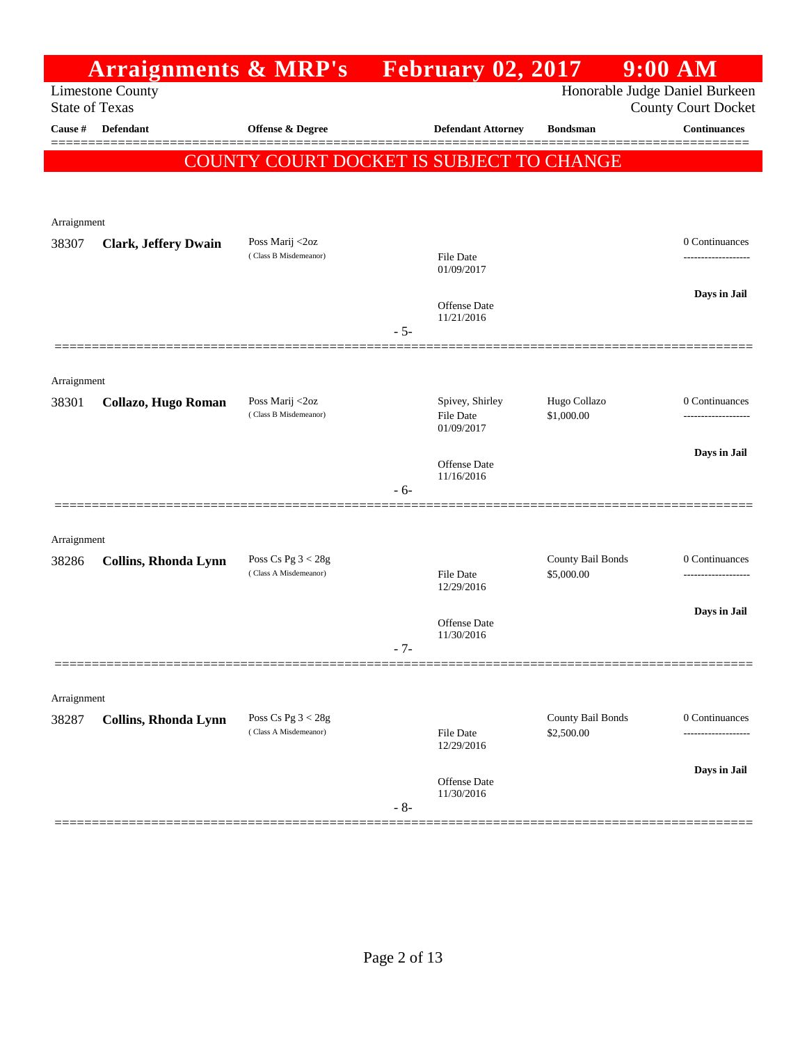# Arraignments & MRP's February 02, 2017 9:00 AM

Limestone County
State of Texas

Honorable Judge Daniel Burkeen
County Court Docket

| Cause # | Defendant | Offense & Degree | Defendant Attorney | Bondsman | Continuances |
|---|---|---|---|---|---|

**COUNTY COURT DOCKET IS SUBJECT TO CHANGE**

---

Arraignment

| Cause # | Defendant | Offense & Degree | Defendant Attorney | Bondsman | Continuances |
|---|---|---|---|---|---|
| 38307 | **Clark, Jeffery Dwain** | Poss Marij <2oz<br>( Class B Misdemeanor) | File Date<br>01/09/2017<br><br>Offense Date<br>11/21/2016 | | 0 Continuances<br>-------------------<br><br>**Days in Jail** |

- 5-

---

Arraignment

| Cause # | Defendant | Offense & Degree | Defendant Attorney | Bondsman | Continuances |
|---|---|---|---|---|---|
| 38301 | **Collazo, Hugo Roman** | Poss Marij <2oz<br>( Class B Misdemeanor) | Spivey, Shirley<br>File Date<br>01/09/2017<br><br>Offense Date<br>11/16/2016 | Hugo Collazo<br>$1,000.00 | 0 Continuances<br>-------------------<br><br>**Days in Jail** |

- 6-

---

Arraignment

| Cause # | Defendant | Offense & Degree | Defendant Attorney | Bondsman | Continuances |
|---|---|---|---|---|---|
| 38286 | **Collins, Rhonda Lynn** | Poss Cs Pg 3 < 28g<br>( Class A Misdemeanor) | File Date<br>12/29/2016<br><br>Offense Date<br>11/30/2016 | County Bail Bonds<br>$5,000.00 | 0 Continuances<br>-------------------<br><br>**Days in Jail** |

- 7-

---

Arraignment

| Cause # | Defendant | Offense & Degree | Defendant Attorney | Bondsman | Continuances |
|---|---|---|---|---|---|
| 38287 | **Collins, Rhonda Lynn** | Poss Cs Pg 3 < 28g<br>( Class A Misdemeanor) | File Date<br>12/29/2016<br><br>Offense Date<br>11/30/2016 | County Bail Bonds<br>$2,500.00 | 0 Continuances<br>-------------------<br><br>**Days in Jail** |

- 8-

---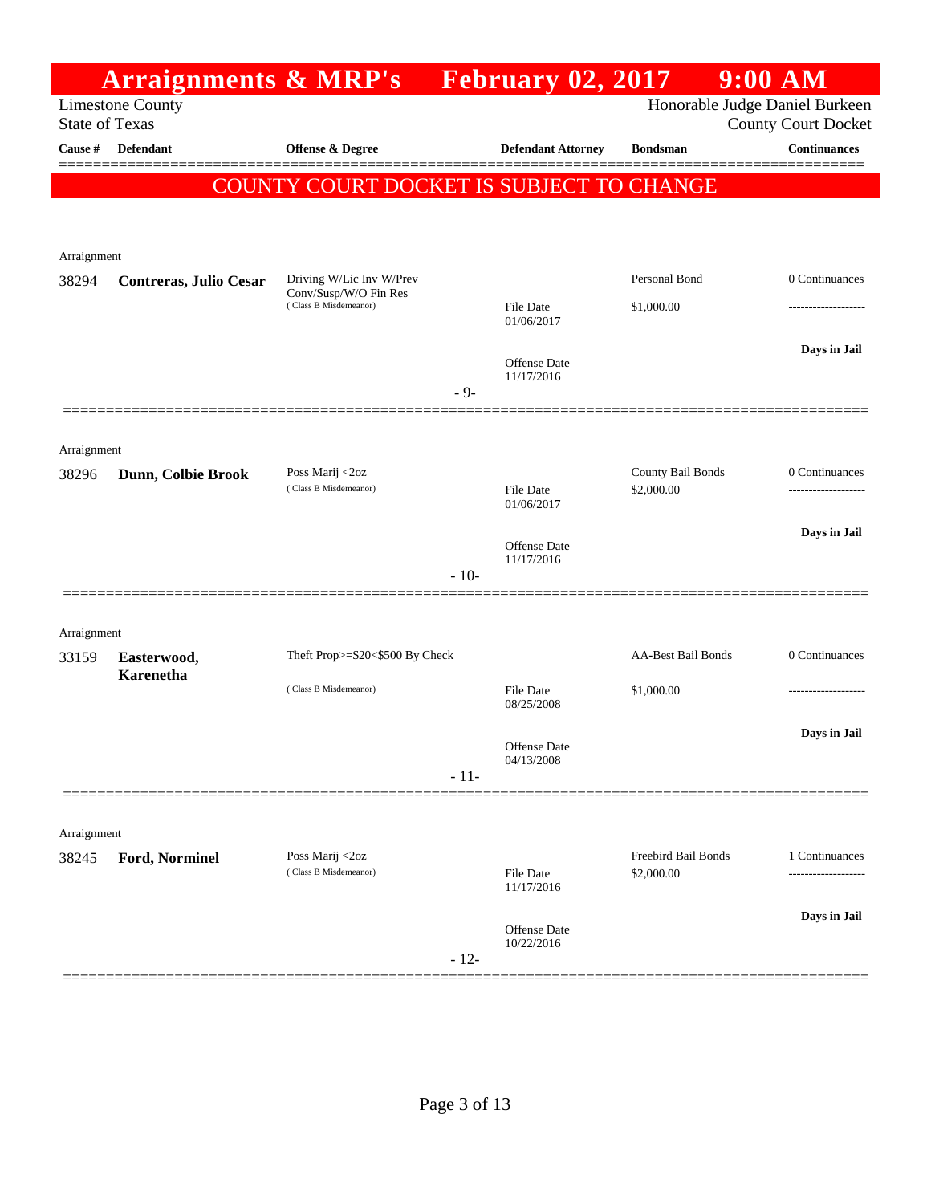# Arraignments & MRP's February 02, 2017 9:00 AM

Limestone County
State of Texas

Honorable Judge Daniel Burkeen
County Court Docket

| Cause # | Defendant | Offense & Degree | Defendant Attorney | Bondsman | Continuances |
|---|---|---|---|---|---|

**COUNTY COURT DOCKET IS SUBJECT TO CHANGE**

Arraignment

| Cause # | Defendant | Offense & Degree | Defendant Attorney | Bondsman | Continuances |
|---|---|---|---|---|---|
| 38294 | **Contreras, Julio Cesar** | Driving W/Lic Inv W/Prev Conv/Susp/W/O Fin Res (Class B Misdemeanor) | File Date 01/06/2017<br>Offense Date 11/17/2016 | Personal Bond<br>$1,000.00 | 0 Continuances<br>------------------<br>**Days in Jail** |

- 9-

Arraignment

| Cause # | Defendant | Offense & Degree | Defendant Attorney | Bondsman | Continuances |
|---|---|---|---|---|---|
| 38296 | **Dunn, Colbie Brook** | Poss Marij <2oz (Class B Misdemeanor) | File Date 01/06/2017<br>Offense Date 11/17/2016 | County Bail Bonds<br>$2,000.00 | 0 Continuances<br>------------------<br>**Days in Jail** |

- 10-

Arraignment

| Cause # | Defendant | Offense & Degree | Defendant Attorney | Bondsman | Continuances |
|---|---|---|---|---|---|
| 33159 | **Easterwood, Karenetha** | Theft Prop>=$20<$500 By Check (Class B Misdemeanor) | File Date 08/25/2008<br>Offense Date 04/13/2008 | AA-Best Bail Bonds<br>$1,000.00 | 0 Continuances<br>------------------<br>**Days in Jail** |

- 11-

Arraignment

| Cause # | Defendant | Offense & Degree | Defendant Attorney | Bondsman | Continuances |
|---|---|---|---|---|---|
| 38245 | **Ford, Norminel** | Poss Marij <2oz (Class B Misdemeanor) | File Date 11/17/2016<br>Offense Date 10/22/2016 | Freebird Bail Bonds<br>$2,000.00 | 1 Continuances<br>------------------<br>**Days in Jail** |

- 12-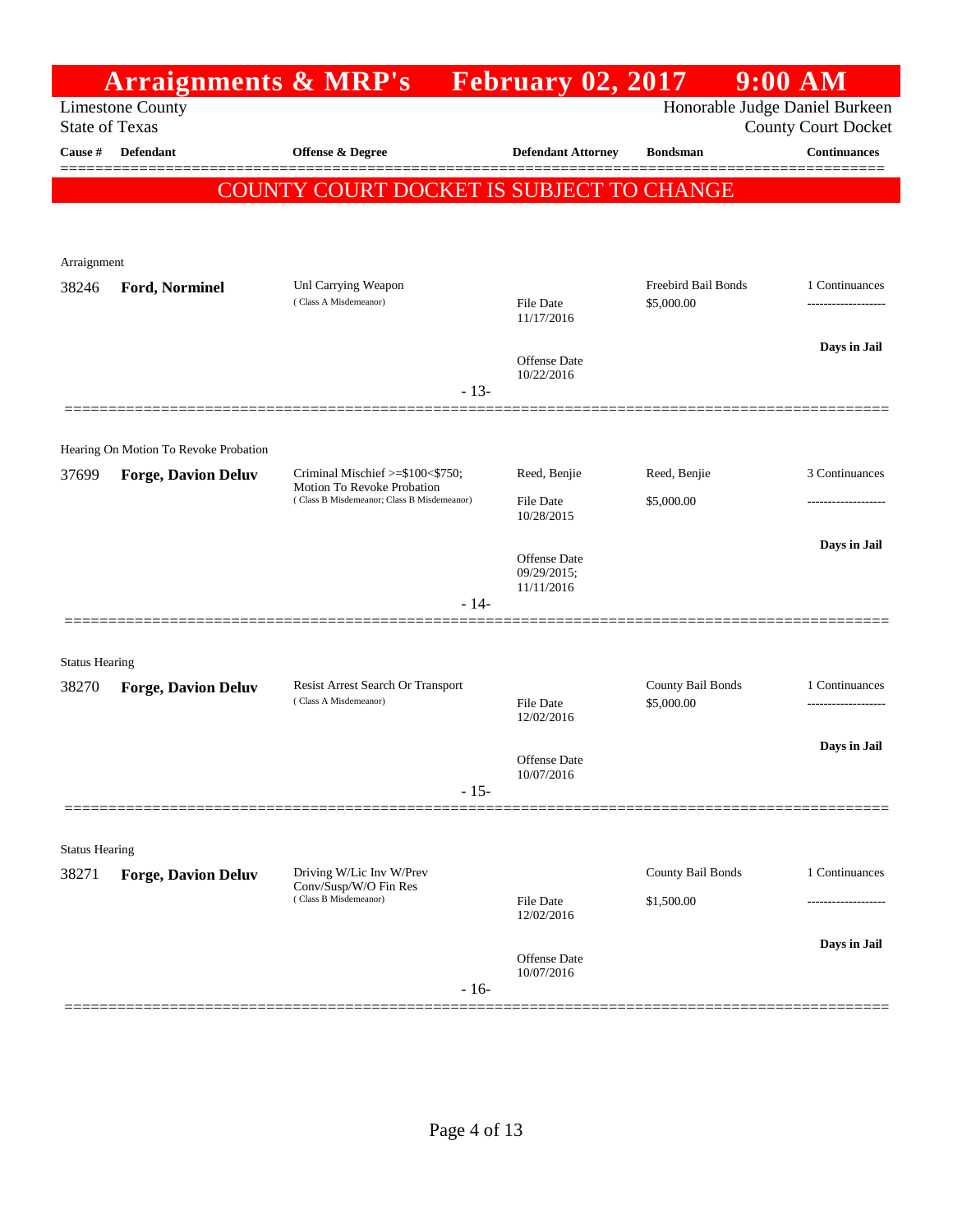# Arraignments & MRP's February 02, 2017 9:00 AM

Limestone County
State of Texas

Honorable Judge Daniel Burkeen
County Court Docket

| Cause # | Defendant | Offense & Degree | Defendant Attorney | Bondsman | Continuances |
|---|---|---|---|---|---|

**COUNTY COURT DOCKET IS SUBJECT TO CHANGE**

Arraignment

| Cause # | Defendant | Offense & Degree | Defendant Attorney | Bondsman | Continuances |
|---|---|---|---|---|---|
| 38246 | **Ford, Norminel** | Unl Carrying Weapon (Class A Misdemeanor) | File Date 11/17/2016; Offense Date 10/22/2016 | Freebird Bail Bonds $5,000.00 | 1 Continuances; Days in Jail |

- 13-

Hearing On Motion To Revoke Probation

| Cause # | Defendant | Offense & Degree | Defendant Attorney | Bondsman | Continuances |
|---|---|---|---|---|---|
| 37699 | **Forge, Davion Deluv** | Criminal Mischief >=$100<$750; Motion To Revoke Probation (Class B Misdemeanor; Class B Misdemeanor) | Reed, Benjie; File Date 10/28/2015; Offense Date 09/29/2015; 11/11/2016 | Reed, Benjie $5,000.00 | 3 Continuances; Days in Jail |

- 14-

Status Hearing

| Cause # | Defendant | Offense & Degree | Defendant Attorney | Bondsman | Continuances |
|---|---|---|---|---|---|
| 38270 | **Forge, Davion Deluv** | Resist Arrest Search Or Transport (Class A Misdemeanor) | File Date 12/02/2016; Offense Date 10/07/2016 | County Bail Bonds $5,000.00 | 1 Continuances; Days in Jail |

- 15-

Status Hearing

| Cause # | Defendant | Offense & Degree | Defendant Attorney | Bondsman | Continuances |
|---|---|---|---|---|---|
| 38271 | **Forge, Davion Deluv** | Driving W/Lic Inv W/Prev Conv/Susp/W/O Fin Res (Class B Misdemeanor) | File Date 12/02/2016; Offense Date 10/07/2016 | County Bail Bonds $1,500.00 | 1 Continuances; Days in Jail |

- 16-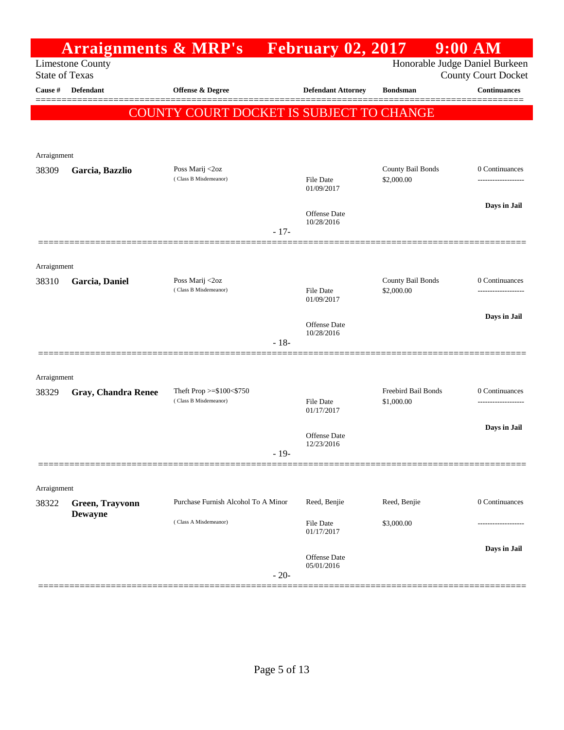# Arraignments & MRP's February 02, 2017 9:00 AM

Limestone County
State of Texas

Honorable Judge Daniel Burkeen
County Court Docket

| Cause # | Defendant | Offense & Degree | Defendant Attorney | Bondsman | Continuances |
|---|---|---|---|---|---|

**COUNTY COURT DOCKET IS SUBJECT TO CHANGE**

---

Arraignment

| Cause # | Defendant | Offense & Degree | Defendant Attorney | Bondsman | Continuances |
|---|---|---|---|---|---|
| 38309 | **Garcia, Bazzlio** | Poss Marij <2oz (Class B Misdemeanor) | File Date 01/09/2017<br>Offense Date 10/28/2016 | County Bail Bonds $2,000.00 | 0 Continuances<br>**Days in Jail** |

- 17-

---

Arraignment

| Cause # | Defendant | Offense & Degree | Defendant Attorney | Bondsman | Continuances |
|---|---|---|---|---|---|
| 38310 | **Garcia, Daniel** | Poss Marij <2oz (Class B Misdemeanor) | File Date 01/09/2017<br>Offense Date 10/28/2016 | County Bail Bonds $2,000.00 | 0 Continuances<br>**Days in Jail** |

- 18-

---

Arraignment

| Cause # | Defendant | Offense & Degree | Defendant Attorney | Bondsman | Continuances |
|---|---|---|---|---|---|
| 38329 | **Gray, Chandra Renee** | Theft Prop >=$100<$750 (Class B Misdemeanor) | File Date 01/17/2017<br>Offense Date 12/23/2016 | Freebird Bail Bonds $1,000.00 | 0 Continuances<br>**Days in Jail** |

- 19-

---

Arraignment

| Cause # | Defendant | Offense & Degree | Defendant Attorney | Bondsman | Continuances |
|---|---|---|---|---|---|
| 38322 | **Green, Trayvonn Dewayne** | Purchase Furnish Alcohol To A Minor (Class A Misdemeanor) | Reed, Benjie<br>File Date 01/17/2017<br>Offense Date 05/01/2016 | Reed, Benjie $3,000.00 | 0 Continuances<br>**Days in Jail** |

- 20-

---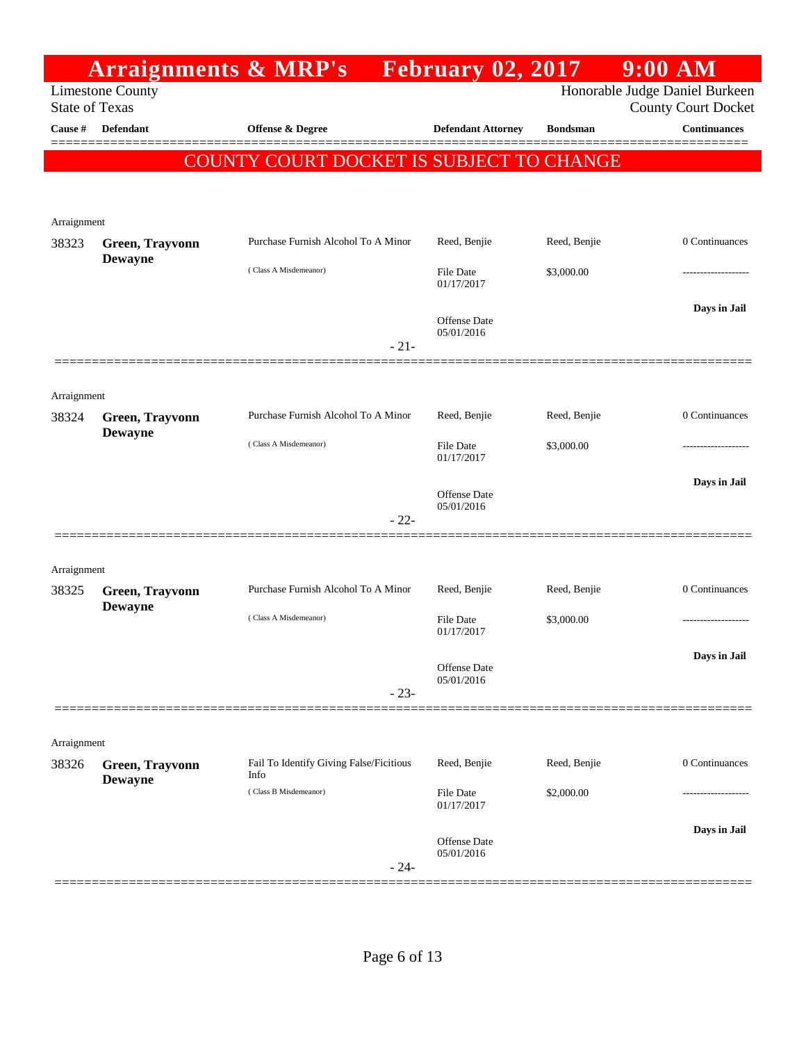# Arraignments & MRP's February 02, 2017 9:00 AM

Limestone County
State of Texas

Honorable Judge Daniel Burkeen
County Court Docket

| Cause # | Defendant | Offense & Degree | Defendant Attorney | Bondsman | Continuances |
|---|---|---|---|---|---|

**COUNTY COURT DOCKET IS SUBJECT TO CHANGE**

Arraignment

| Cause # | Defendant | Offense & Degree | Defendant Attorney | Bondsman | Continuances |
|---|---|---|---|---|---|
| 38323 | **Green, Trayvonn Dewayne** | Purchase Furnish Alcohol To A Minor | Reed, Benjie | Reed, Benjie | 0 Continuances |
| | | ( Class A Misdemeanor) | File Date 01/17/2017 | $3,000.00 | ------------------- |
| | | | Offense Date 05/01/2016 | | **Days in Jail** |

- 21-

Arraignment

| Cause # | Defendant | Offense & Degree | Defendant Attorney | Bondsman | Continuances |
|---|---|---|---|---|---|
| 38324 | **Green, Trayvonn Dewayne** | Purchase Furnish Alcohol To A Minor | Reed, Benjie | Reed, Benjie | 0 Continuances |
| | | ( Class A Misdemeanor) | File Date 01/17/2017 | $3,000.00 | ------------------- |
| | | | Offense Date 05/01/2016 | | **Days in Jail** |

- 22-

Arraignment

| Cause # | Defendant | Offense & Degree | Defendant Attorney | Bondsman | Continuances |
|---|---|---|---|---|---|
| 38325 | **Green, Trayvonn Dewayne** | Purchase Furnish Alcohol To A Minor | Reed, Benjie | Reed, Benjie | 0 Continuances |
| | | ( Class A Misdemeanor) | File Date 01/17/2017 | $3,000.00 | ------------------- |
| | | | Offense Date 05/01/2016 | | **Days in Jail** |

- 23-

Arraignment

| Cause # | Defendant | Offense & Degree | Defendant Attorney | Bondsman | Continuances |
|---|---|---|---|---|---|
| 38326 | **Green, Trayvonn Dewayne** | Fail To Identify Giving False/Ficitious Info | Reed, Benjie | Reed, Benjie | 0 Continuances |
| | | ( Class B Misdemeanor) | File Date 01/17/2017 | $2,000.00 | ------------------- |
| | | | Offense Date 05/01/2016 | | **Days in Jail** |

- 24-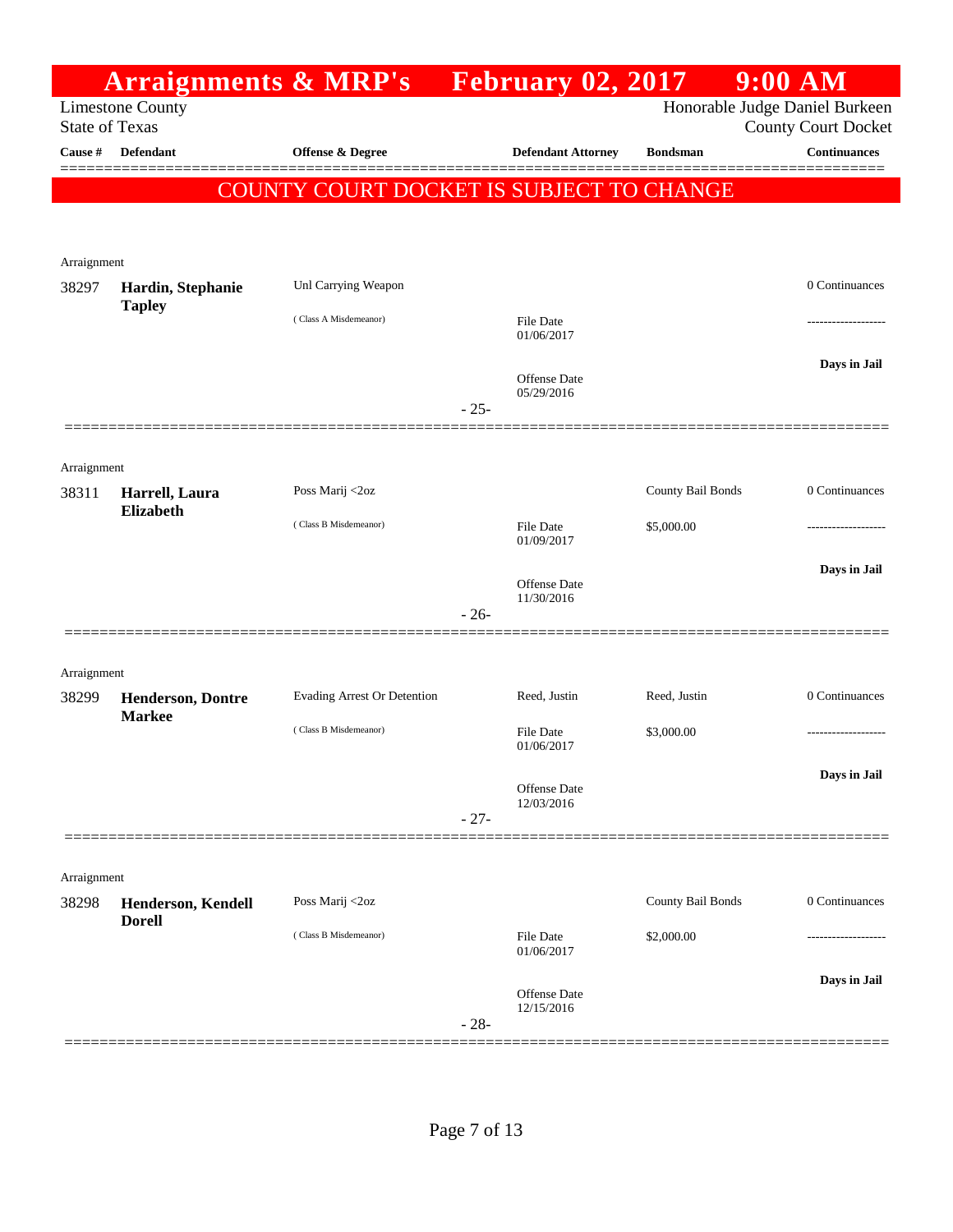# Arraignments & MRP's February 02, 2017 9:00 AM

Limestone County
State of Texas

Honorable Judge Daniel Burkeen
County Court Docket

| Cause # | Defendant | Offense & Degree | Defendant Attorney | Bondsman | Continuances |
|---|---|---|---|---|---|

**COUNTY COURT DOCKET IS SUBJECT TO CHANGE**

Arraignment

| Cause # | Defendant | Offense & Degree | Defendant Attorney | Bondsman | Continuances |
|---|---|---|---|---|---|
| 38297 | **Hardin, Stephanie Tapley** | Unl Carrying Weapon | | | 0 Continuances |
| | | (Class A Misdemeanor) | File Date 01/06/2017 | | ------------------- |
| | | | Offense Date 05/29/2016 | | **Days in Jail** |

- 25-

Arraignment

| Cause # | Defendant | Offense & Degree | Defendant Attorney | Bondsman | Continuances |
|---|---|---|---|---|---|
| 38311 | **Harrell, Laura Elizabeth** | Poss Marij <2oz | | County Bail Bonds | 0 Continuances |
| | | (Class B Misdemeanor) | File Date 01/09/2017 | $5,000.00 | ------------------- |
| | | | Offense Date 11/30/2016 | | **Days in Jail** |

- 26-

Arraignment

| Cause # | Defendant | Offense & Degree | Defendant Attorney | Bondsman | Continuances |
|---|---|---|---|---|---|
| 38299 | **Henderson, Dontre Markee** | Evading Arrest Or Detention | Reed, Justin | Reed, Justin | 0 Continuances |
| | | (Class B Misdemeanor) | File Date 01/06/2017 | $3,000.00 | ------------------- |
| | | | Offense Date 12/03/2016 | | **Days in Jail** |

- 27-

Arraignment

| Cause # | Defendant | Offense & Degree | Defendant Attorney | Bondsman | Continuances |
|---|---|---|---|---|---|
| 38298 | **Henderson, Kendell Dorell** | Poss Marij <2oz | | County Bail Bonds | 0 Continuances |
| | | (Class B Misdemeanor) | File Date 01/06/2017 | $2,000.00 | ------------------- |
| | | | Offense Date 12/15/2016 | | **Days in Jail** |

- 28-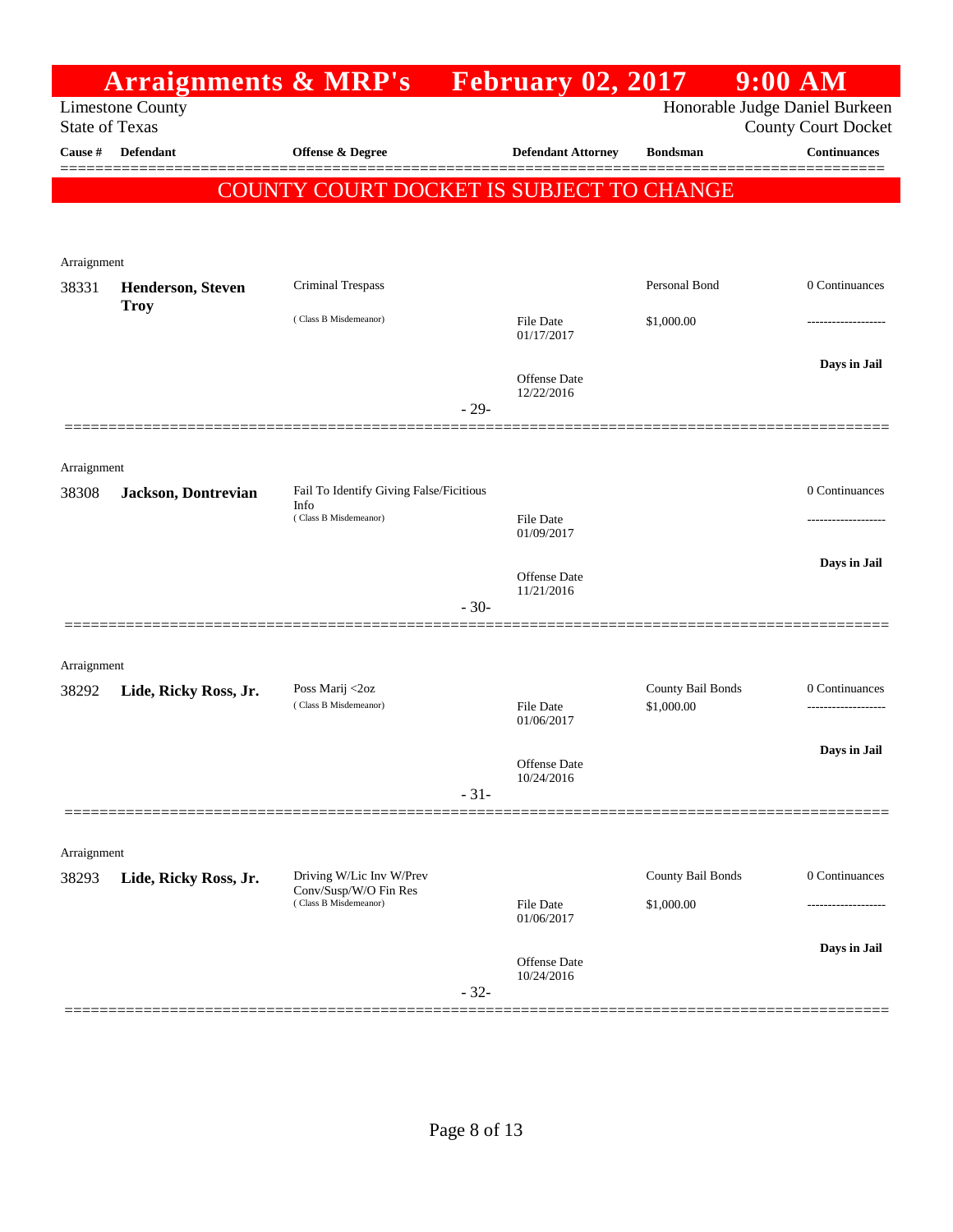# Arraignments & MRP's February 02, 2017 9:00 AM

Limestone County
State of Texas

Honorable Judge Daniel Burkeen
County Court Docket

| Cause # | Defendant | Offense & Degree | Defendant Attorney | Bondsman | Continuances |
|---|---|---|---|---|---|

**COUNTY COURT DOCKET IS SUBJECT TO CHANGE**

---

Arraignment

| Cause # | Defendant | Offense & Degree | Defendant Attorney | Bondsman | Continuances |
|---|---|---|---|---|---|
| 38331 | **Henderson, Steven Troy** | Criminal Trespass (Class B Misdemeanor) | File Date 01/17/2017; Offense Date 12/22/2016 | Personal Bond $1,000.00 | 0 Continuances; Days in Jail |

- 29-

---

Arraignment

| Cause # | Defendant | Offense & Degree | Defendant Attorney | Bondsman | Continuances |
|---|---|---|---|---|---|
| 38308 | **Jackson, Dontrevian** | Fail To Identify Giving False/Ficitious Info (Class B Misdemeanor) | File Date 01/09/2017; Offense Date 11/21/2016 | | 0 Continuances; Days in Jail |

- 30-

---

Arraignment

| Cause # | Defendant | Offense & Degree | Defendant Attorney | Bondsman | Continuances |
|---|---|---|---|---|---|
| 38292 | **Lide, Ricky Ross, Jr.** | Poss Marij <2oz (Class B Misdemeanor) | File Date 01/06/2017; Offense Date 10/24/2016 | County Bail Bonds $1,000.00 | 0 Continuances; Days in Jail |

- 31-

---

Arraignment

| Cause # | Defendant | Offense & Degree | Defendant Attorney | Bondsman | Continuances |
|---|---|---|---|---|---|
| 38293 | **Lide, Ricky Ross, Jr.** | Driving W/Lic Inv W/Prev Conv/Susp/W/O Fin Res (Class B Misdemeanor) | File Date 01/06/2017; Offense Date 10/24/2016 | County Bail Bonds $1,000.00 | 0 Continuances; Days in Jail |

- 32-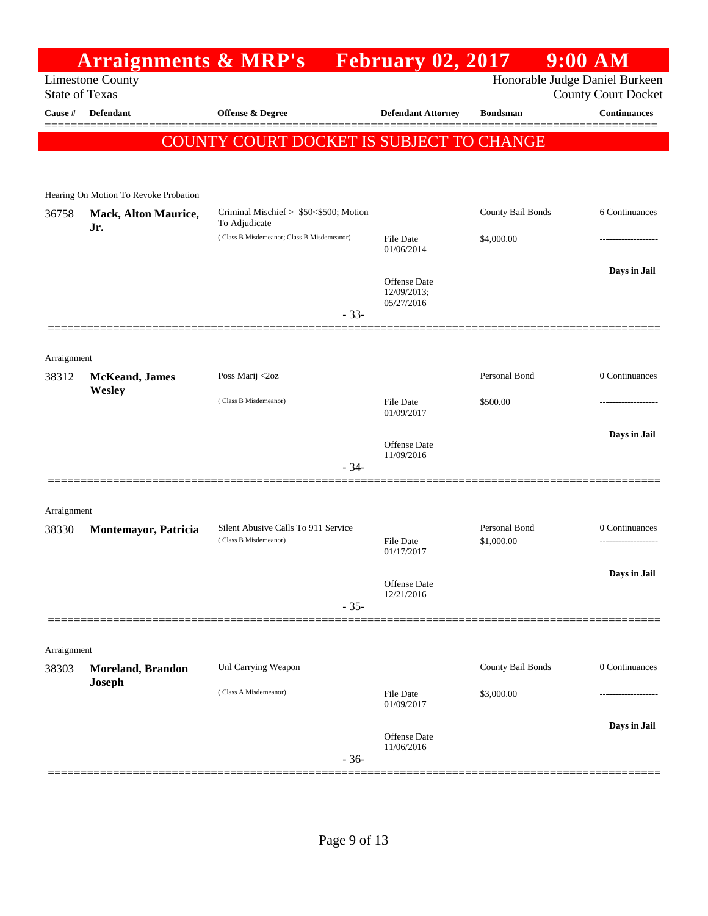# Arraignments & MRP's February 02, 2017 9:00 AM

Limestone County
State of Texas

Honorable Judge Daniel Burkeen
County Court Docket

| Cause # | Defendant | Offense & Degree | Defendant Attorney | Bondsman | Continuances |
|---|---|---|---|---|---|

COUNTY COURT DOCKET IS SUBJECT TO CHANGE

Hearing On Motion To Revoke Probation

| Cause # | Defendant | Offense & Degree | Defendant Attorney | Bondsman | Continuances |
|---|---|---|---|---|---|
| 36758 | **Mack, Alton Maurice, Jr.** | Criminal Mischief >=$50<$500; Motion To Adjudicate (Class B Misdemeanor; Class B Misdemeanor) | File Date 01/06/2014; Offense Date 12/09/2013; 05/27/2016 | County Bail Bonds $4,000.00 | 6 Continuances; Days in Jail |

- 33-

Arraignment

| Cause # | Defendant | Offense & Degree | Defendant Attorney | Bondsman | Continuances |
|---|---|---|---|---|---|
| 38312 | **McKeand, James Wesley** | Poss Marij <2oz (Class B Misdemeanor) | File Date 01/09/2017; Offense Date 11/09/2016 | Personal Bond $500.00 | 0 Continuances; Days in Jail |

- 34-

Arraignment

| Cause # | Defendant | Offense & Degree | Defendant Attorney | Bondsman | Continuances |
|---|---|---|---|---|---|
| 38330 | **Montemayor, Patricia** | Silent Abusive Calls To 911 Service (Class B Misdemeanor) | File Date 01/17/2017; Offense Date 12/21/2016 | Personal Bond $1,000.00 | 0 Continuances; Days in Jail |

- 35-

Arraignment

| Cause # | Defendant | Offense & Degree | Defendant Attorney | Bondsman | Continuances |
|---|---|---|---|---|---|
| 38303 | **Moreland, Brandon Joseph** | Unl Carrying Weapon (Class A Misdemeanor) | File Date 01/09/2017; Offense Date 11/06/2016 | County Bail Bonds $3,000.00 | 0 Continuances; Days in Jail |

- 36-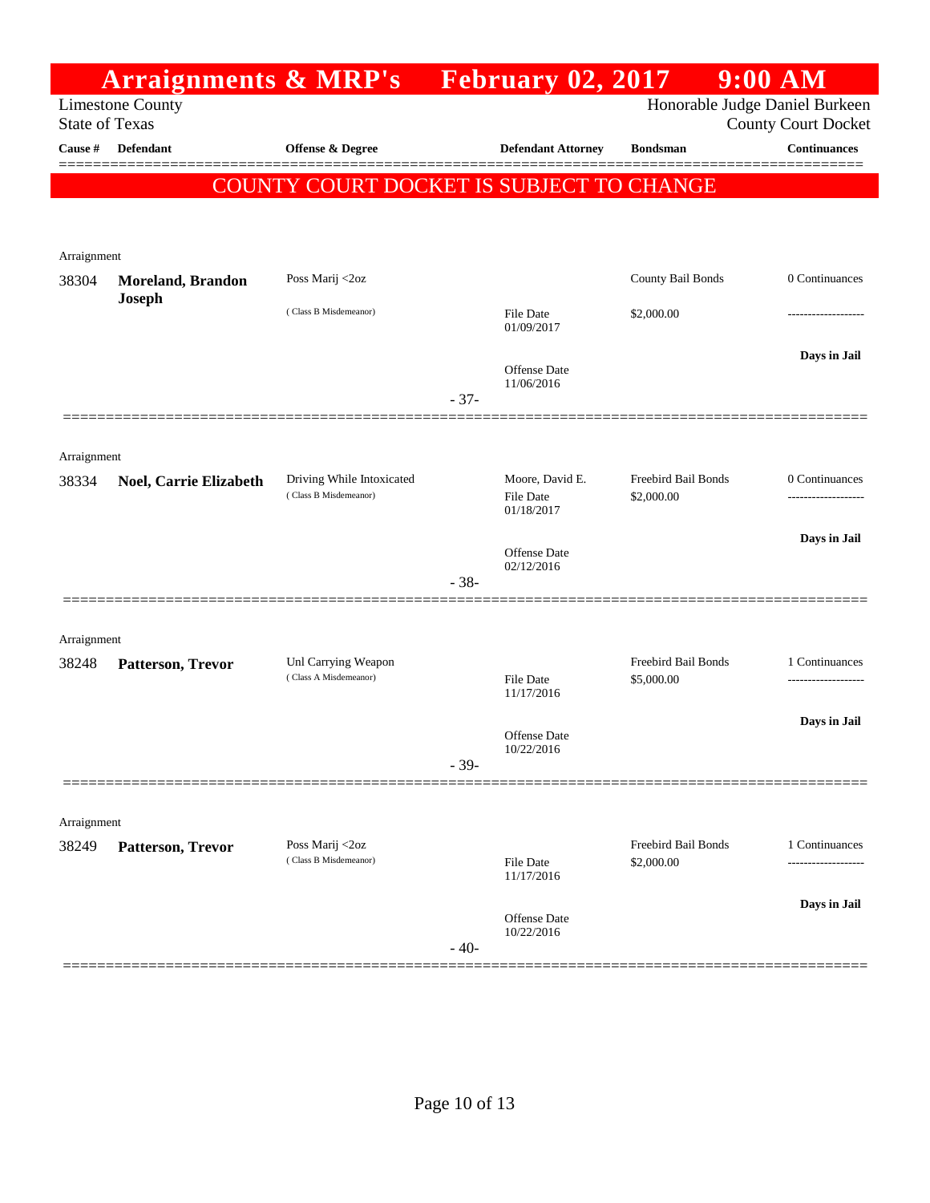# Arraignments & MRP's February 02, 2017 9:00 AM

Limestone County
State of Texas

Honorable Judge Daniel Burkeen
County Court Docket

| Cause # | Defendant | Offense & Degree | Defendant Attorney | Bondsman | Continuances |
|---|---|---|---|---|---|

**COUNTY COURT DOCKET IS SUBJECT TO CHANGE**

Arraignment

| Cause # | Defendant | Offense & Degree | Defendant Attorney | Bondsman | Continuances |
|---|---|---|---|---|---|
| 38304 | **Moreland, Brandon Joseph** | Poss Marij <2oz (Class B Misdemeanor) | File Date 01/09/2017 Offense Date 11/06/2016 | County Bail Bonds $2,000.00 | 0 Continuances ------------------- **Days in Jail** |

- 37-

Arraignment

| Cause # | Defendant | Offense & Degree | Defendant Attorney | Bondsman | Continuances |
|---|---|---|---|---|---|
| 38334 | **Noel, Carrie Elizabeth** | Driving While Intoxicated (Class B Misdemeanor) | Moore, David E. File Date 01/18/2017 Offense Date 02/12/2016 | Freebird Bail Bonds $2,000.00 | 0 Continuances ------------------- **Days in Jail** |

- 38-

Arraignment

| Cause # | Defendant | Offense & Degree | Defendant Attorney | Bondsman | Continuances |
|---|---|---|---|---|---|
| 38248 | **Patterson, Trevor** | Unl Carrying Weapon (Class A Misdemeanor) | File Date 11/17/2016 Offense Date 10/22/2016 | Freebird Bail Bonds $5,000.00 | 1 Continuances ------------------- **Days in Jail** |

- 39-

Arraignment

| Cause # | Defendant | Offense & Degree | Defendant Attorney | Bondsman | Continuances |
|---|---|---|---|---|---|
| 38249 | **Patterson, Trevor** | Poss Marij <2oz (Class B Misdemeanor) | File Date 11/17/2016 Offense Date 10/22/2016 | Freebird Bail Bonds $2,000.00 | 1 Continuances ------------------- **Days in Jail** |

- 40-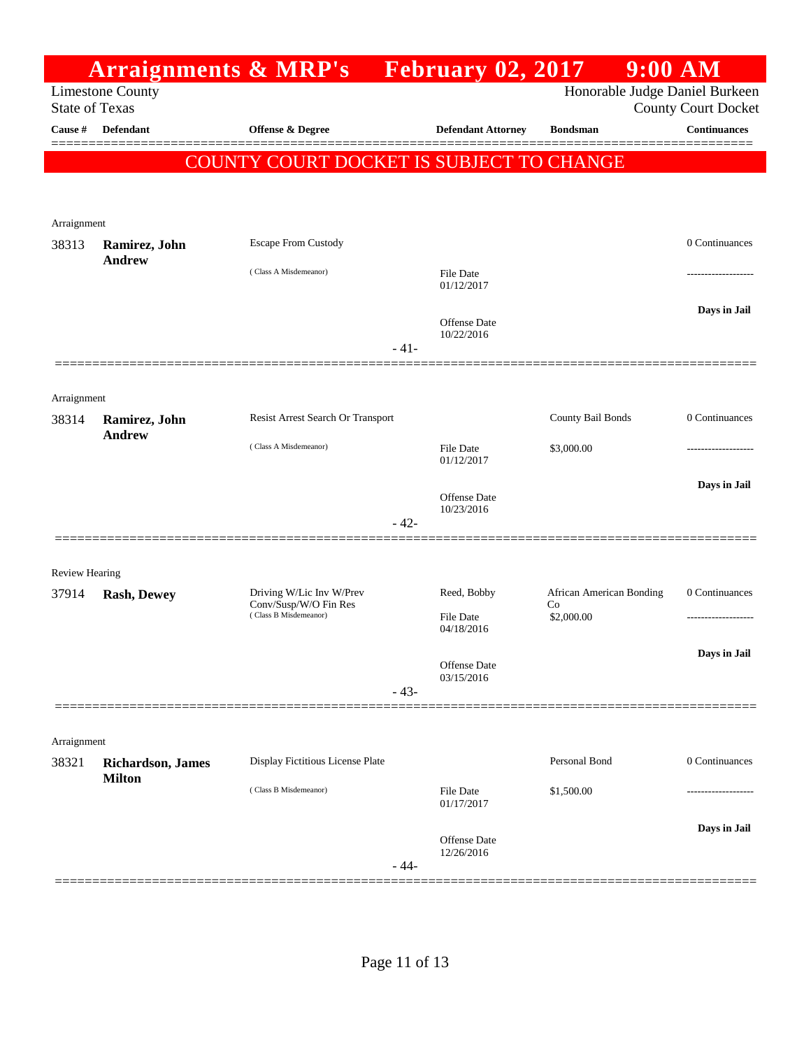# Arraignments & MRP's February 02, 2017 9:00 AM

Limestone County
State of Texas

Honorable Judge Daniel Burkeen
County Court Docket

**COUNTY COURT DOCKET IS SUBJECT TO CHANGE**

| Cause # | Defendant | Offense & Degree | Defendant Attorney | Bondsman | Continuances |
|---|---|---|---|---|---|
| Arraignment | | | | | |
| 38313 | **Ramirez, John Andrew** | Escape From Custody | | | 0 Continuances |
| | | (Class A Misdemeanor) | File Date 01/12/2017 | | ------------------- |
| | | | Offense Date 10/22/2016 | | **Days in Jail** |
| | | - 41- | | | |
| Arraignment | | | | | |
| 38314 | **Ramirez, John Andrew** | Resist Arrest Search Or Transport | | County Bail Bonds | 0 Continuances |
| | | (Class A Misdemeanor) | File Date 01/12/2017 | $3,000.00 | ------------------- |
| | | | Offense Date 10/23/2016 | | **Days in Jail** |
| | | - 42- | | | |
| Review Hearing | | | | | |
| 37914 | **Rash, Dewey** | Driving W/Lic Inv W/Prev Conv/Susp/W/O Fin Res | Reed, Bobby | African American Bonding Co | 0 Continuances |
| | | (Class B Misdemeanor) | File Date 04/18/2016 | $2,000.00 | ------------------- |
| | | | Offense Date 03/15/2016 | | **Days in Jail** |
| | | - 43- | | | |
| Arraignment | | | | | |
| 38321 | **Richardson, James Milton** | Display Fictitious License Plate | | Personal Bond | 0 Continuances |
| | | (Class B Misdemeanor) | File Date 01/17/2017 | $1,500.00 | ------------------- |
| | | | Offense Date 12/26/2016 | | **Days in Jail** |
| | | - 44- | | | |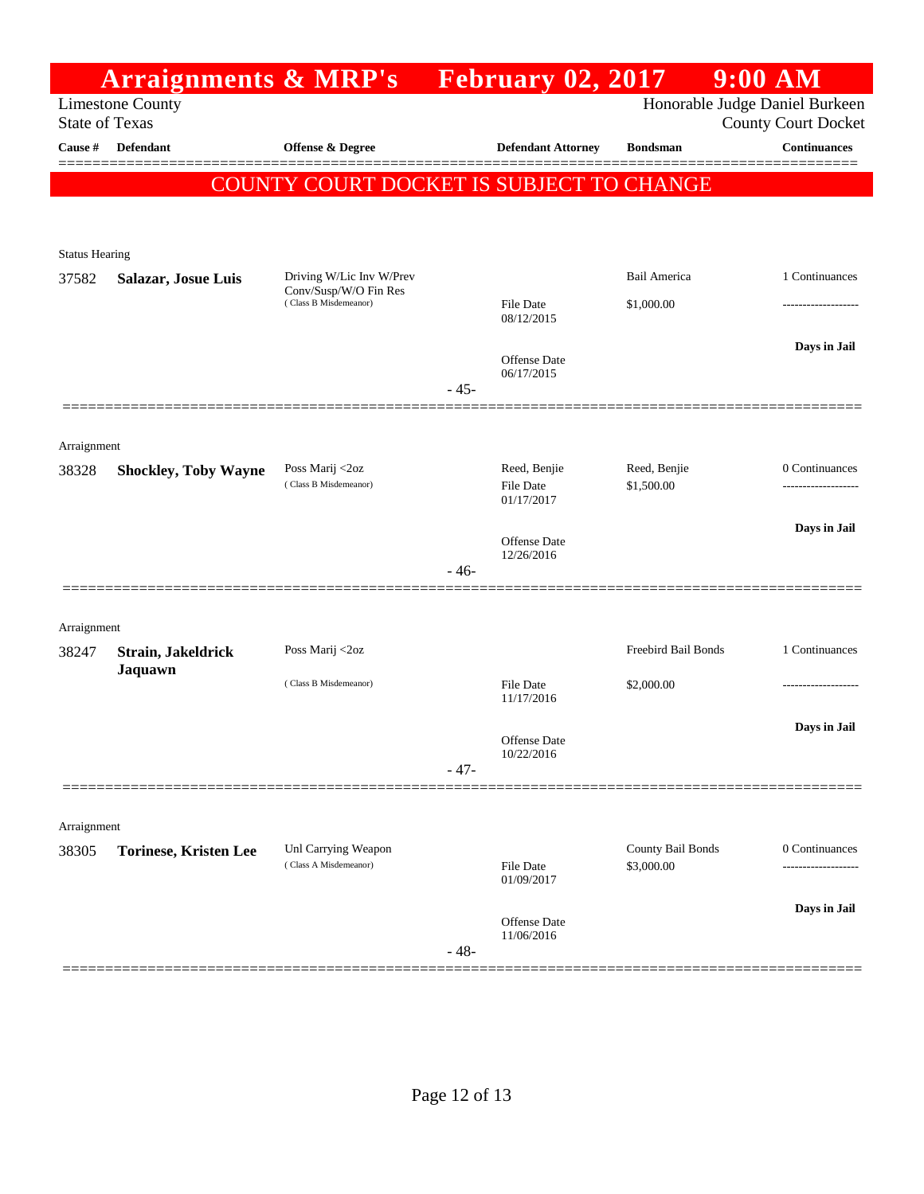# Arraignments & MRP's February 02, 2017 9:00 AM

Limestone County
State of Texas

Honorable Judge Daniel Burkeen
County Court Docket

| Cause # | Defendant | Offense & Degree | Defendant Attorney | Bondsman | Continuances |
|---|---|---|---|---|---|

**COUNTY COURT DOCKET IS SUBJECT TO CHANGE**

Status Hearing

| Cause # | Defendant | Offense & Degree | Defendant Attorney | Bondsman | Continuances |
|---|---|---|---|---|---|
| 37582 | **Salazar, Josue Luis** | Driving W/Lic Inv W/Prev Conv/Susp/W/O Fin Res (Class B Misdemeanor) | File Date 08/12/2015<br>Offense Date 06/17/2015 | Bail America<br>$1,000.00 | 1 Continuances<br>-------------------<br>**Days in Jail** |

- 45-

Arraignment

| Cause # | Defendant | Offense & Degree | Defendant Attorney | Bondsman | Continuances |
|---|---|---|---|---|---|
| 38328 | **Shockley, Toby Wayne** | Poss Marij <2oz (Class B Misdemeanor) | Reed, Benjie<br>File Date 01/17/2017<br>Offense Date 12/26/2016 | Reed, Benjie<br>$1,500.00 | 0 Continuances<br>-------------------<br>**Days in Jail** |

- 46-

Arraignment

| Cause # | Defendant | Offense & Degree | Defendant Attorney | Bondsman | Continuances |
|---|---|---|---|---|---|
| 38247 | **Strain, Jakeldrick Jaquawn** | Poss Marij <2oz (Class B Misdemeanor) | File Date 11/17/2016<br>Offense Date 10/22/2016 | Freebird Bail Bonds<br>$2,000.00 | 1 Continuances<br>-------------------<br>**Days in Jail** |

- 47-

Arraignment

| Cause # | Defendant | Offense & Degree | Defendant Attorney | Bondsman | Continuances |
|---|---|---|---|---|---|
| 38305 | **Torinese, Kristen Lee** | Unl Carrying Weapon (Class A Misdemeanor) | File Date 01/09/2017<br>Offense Date 11/06/2016 | County Bail Bonds<br>$3,000.00 | 0 Continuances<br>-------------------<br>**Days in Jail** |

- 48-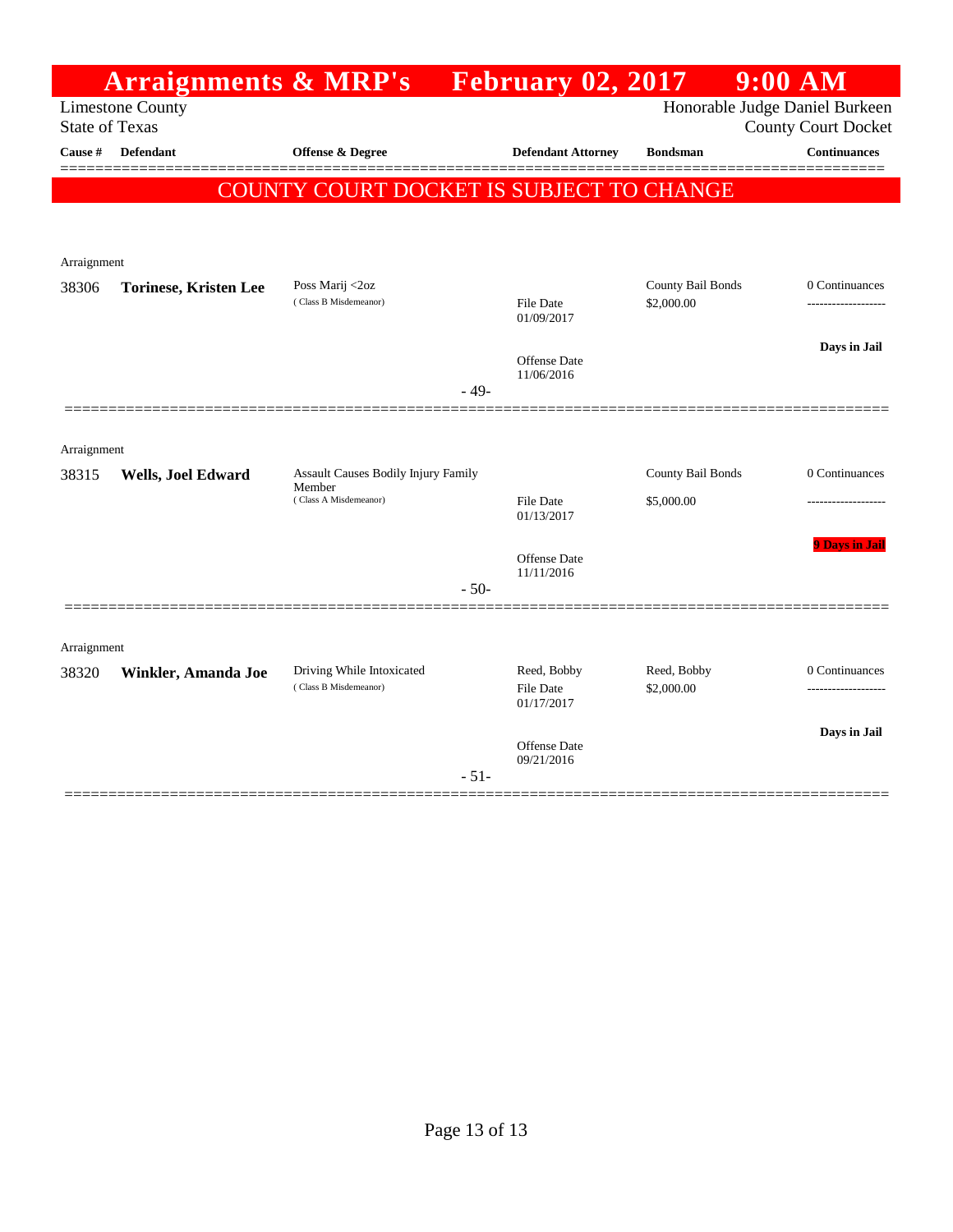# Arraignments & MRP's February 02, 2017 9:00 AM

Limestone County
State of Texas

Honorable Judge Daniel Burkeen
County Court Docket

| Cause # | Defendant | Offense & Degree | Defendant Attorney | Bondsman | Continuances |
|---|---|---|---|---|---|

**COUNTY COURT DOCKET IS SUBJECT TO CHANGE**

Arraignment

| Cause # | Defendant | Offense & Degree | Defendant Attorney | Bondsman | Continuances |
|---|---|---|---|---|---|
| 38306 | **Torinese, Kristen Lee** | Poss Marij <2oz (Class B Misdemeanor) | File Date 01/09/2017 Offense Date 11/06/2016 | County Bail Bonds $2,000.00 | 0 Continuances Days in Jail |

-49-

Arraignment

| Cause # | Defendant | Offense & Degree | Defendant Attorney | Bondsman | Continuances |
|---|---|---|---|---|---|
| 38315 | **Wells, Joel Edward** | Assault Causes Bodily Injury Family Member (Class A Misdemeanor) | File Date 01/13/2017 Offense Date 11/11/2016 | County Bail Bonds $5,000.00 | 0 Continuances 9 Days in Jail |

-50-

Arraignment

| Cause # | Defendant | Offense & Degree | Defendant Attorney | Bondsman | Continuances |
|---|---|---|---|---|---|
| 38320 | **Winkler, Amanda Joe** | Driving While Intoxicated (Class B Misdemeanor) | Reed, Bobby File Date 01/17/2017 Offense Date 09/21/2016 | Reed, Bobby $2,000.00 | 0 Continuances Days in Jail |

-51-